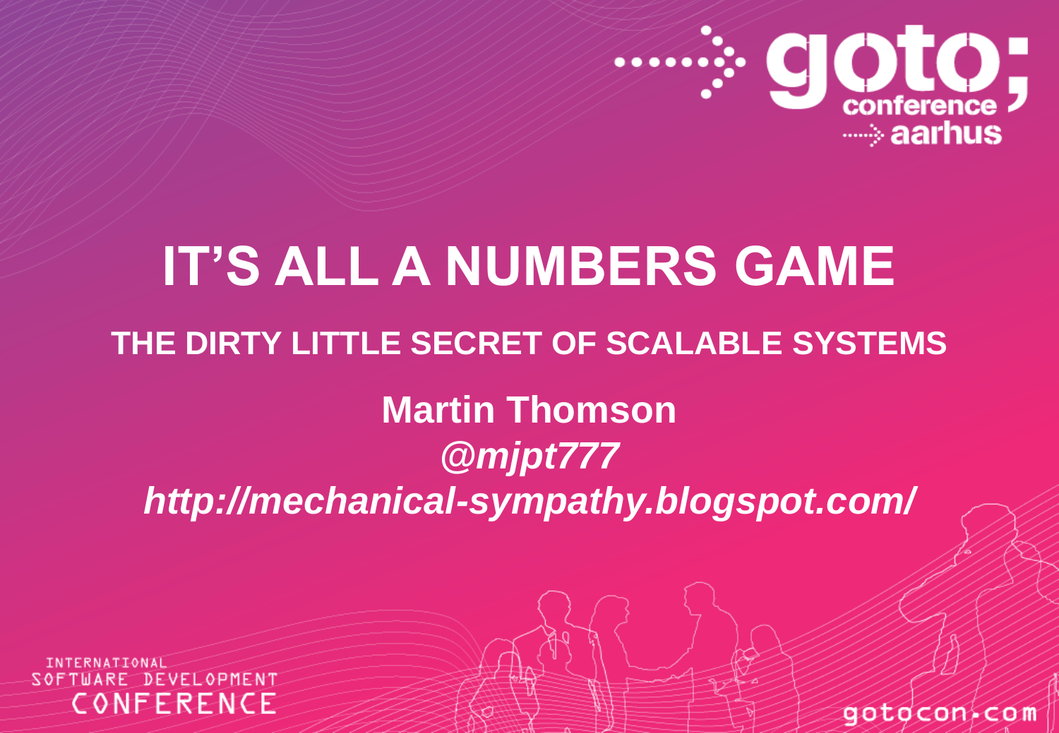# IT'S ALL A NUMBERS GAME

## THE DIRTY LITTLE SECRET OF SCALABLE SYSTEMS

**Martin Thomson**

***@mjpt777***

***http://mechanical-sympathy.blogspot.com/***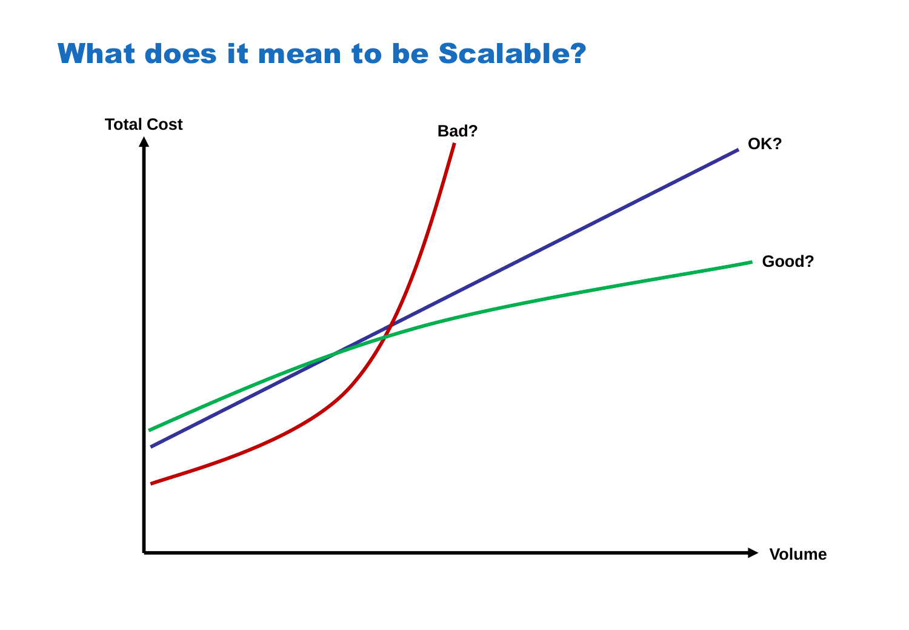# What does it mean to be Scalable?

Total Cost

Bad?

OK?

Good?

Volume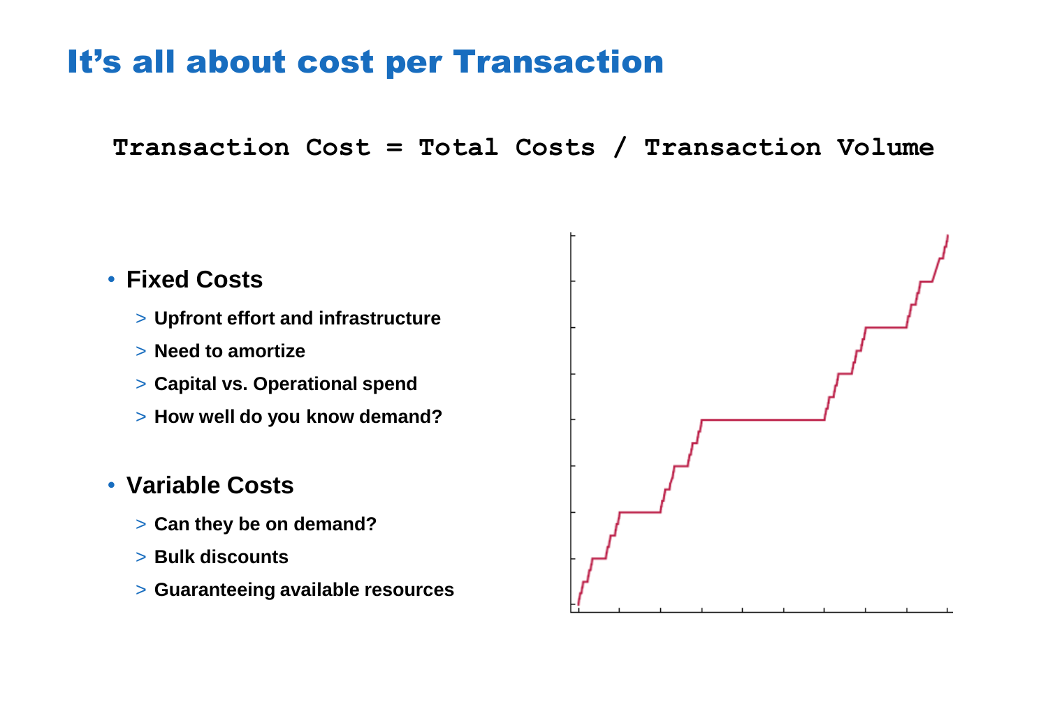# It's all about cost per Transaction

```
Transaction Cost = Total Costs / Transaction Volume
```

- **Fixed Costs**
  - > **Upfront effort and infrastructure**
  - > **Need to amortize**
  - > **Capital vs. Operational spend**
  - > **How well do you know demand?**
- **Variable Costs**
  - > **Can they be on demand?**
  - > **Bulk discounts**
  - > **Guaranteeing available resources**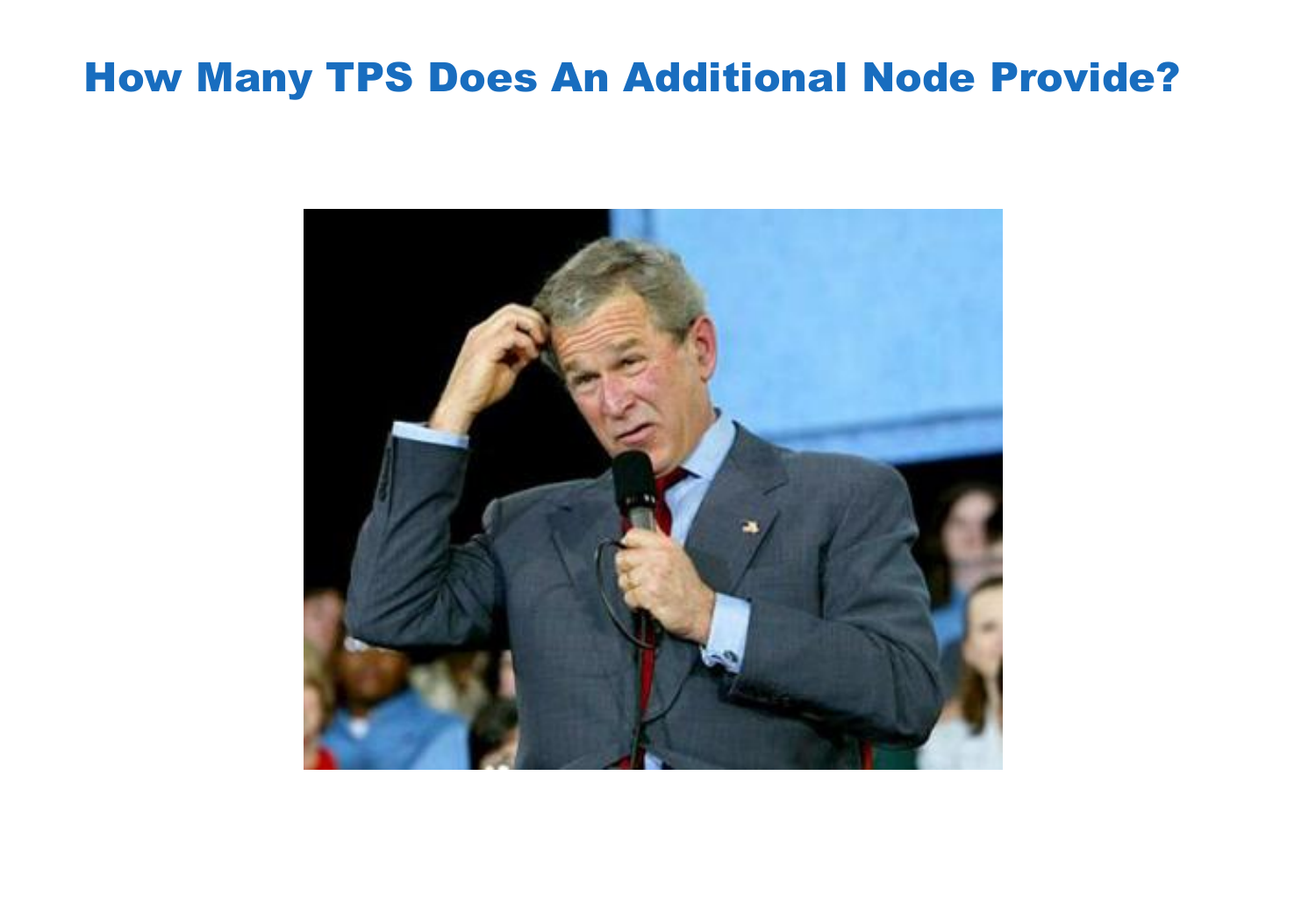# How Many TPS Does An Additional Node Provide?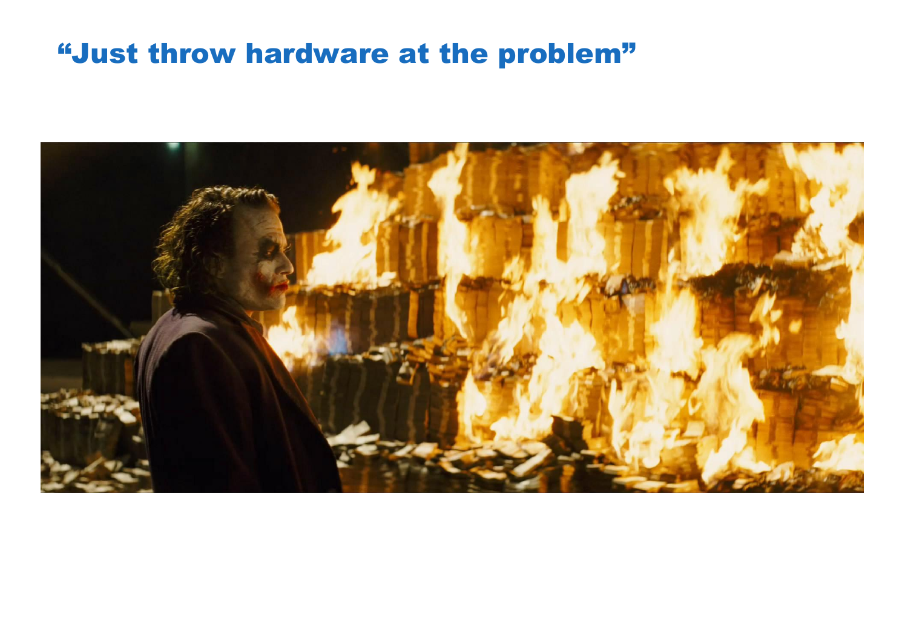# “Just throw hardware at the problem”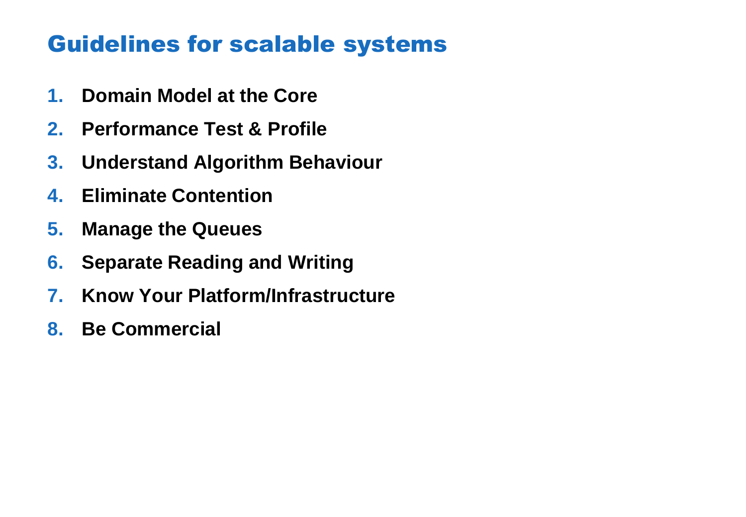# Guidelines for scalable systems

1. **Domain Model at the Core**
2. **Performance Test & Profile**
3. **Understand Algorithm Behaviour**
4. **Eliminate Contention**
5. **Manage the Queues**
6. **Separate Reading and Writing**
7. **Know Your Platform/Infrastructure**
8. **Be Commercial**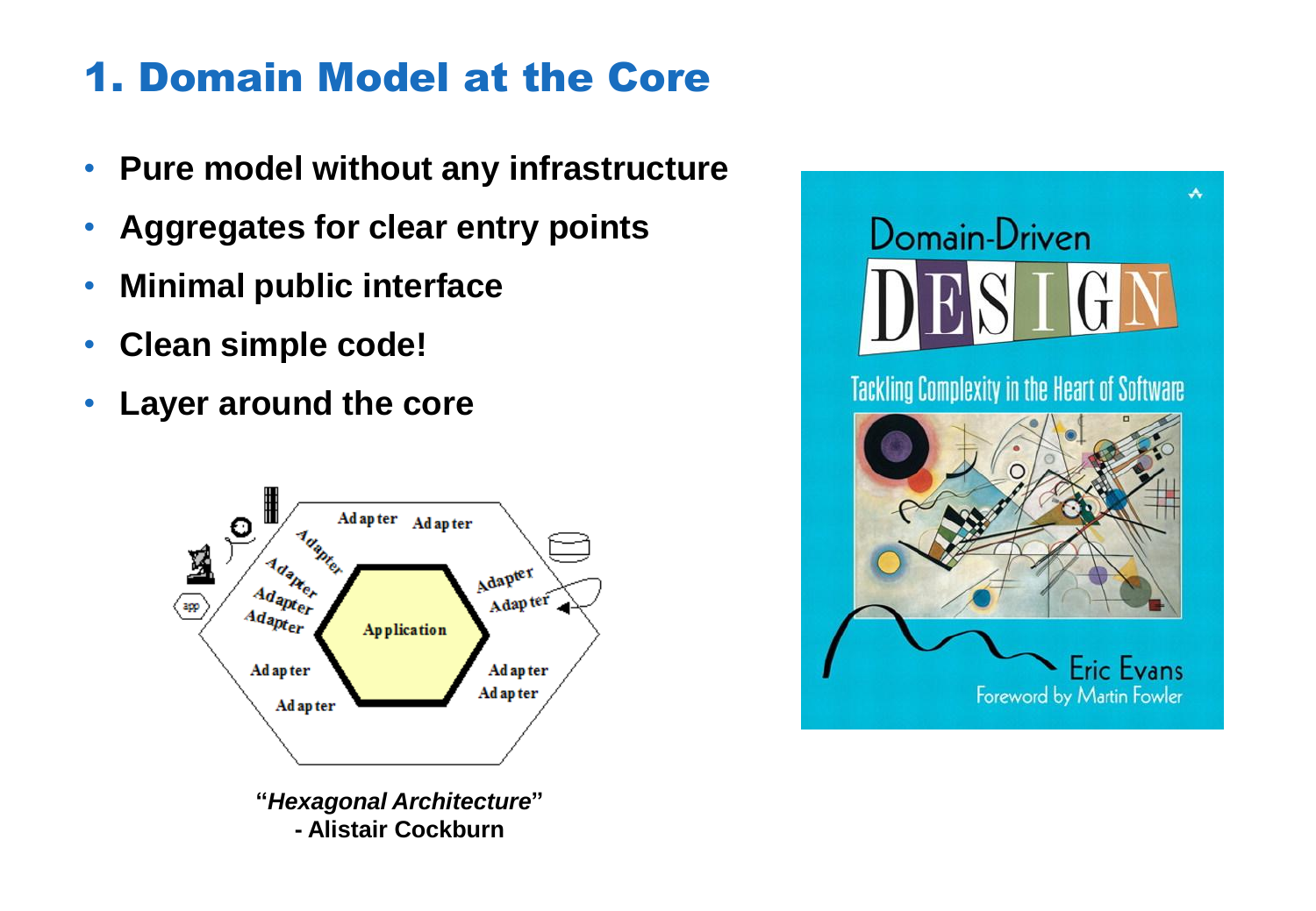# 1. Domain Model at the Core

- **Pure model without any infrastructure**
- **Aggregates for clear entry points**
- **Minimal public interface**
- **Clean simple code!**
- **Layer around the core**

**"*Hexagonal Architecture*"**
**- Alistair Cockburn**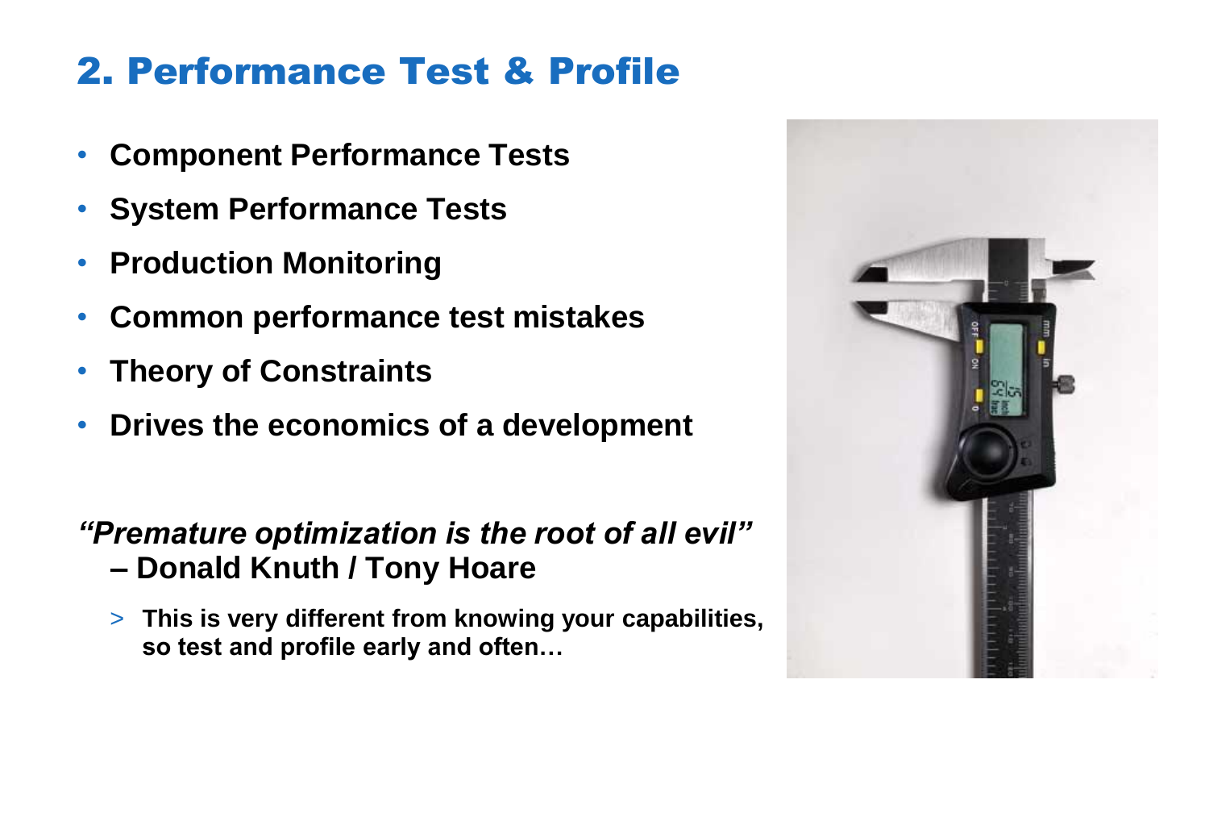# 2. Performance Test & Profile

- **Component Performance Tests**
- **System Performance Tests**
- **Production Monitoring**
- **Common performance test mistakes**
- **Theory of Constraints**
- **Drives the economics of a development**

***"Premature optimization is the root of all evil"***
**– Donald Knuth / Tony Hoare**

> **This is very different from knowing your capabilities, so test and profile early and often…**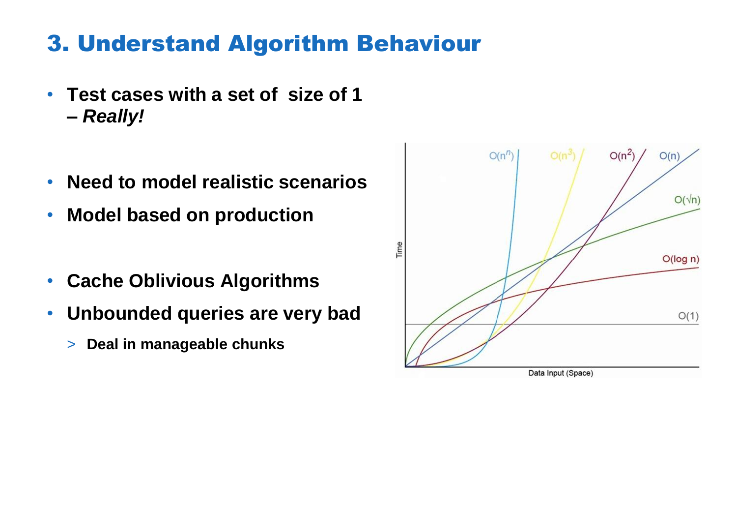# 3. Understand Algorithm Behaviour

- **Test cases with a set of size of 1 – *Really!***

- **Need to model realistic scenarios**
- **Model based on production**

- **Cache Oblivious Algorithms**
- **Unbounded queries are very bad**
  - **Deal in manageable chunks**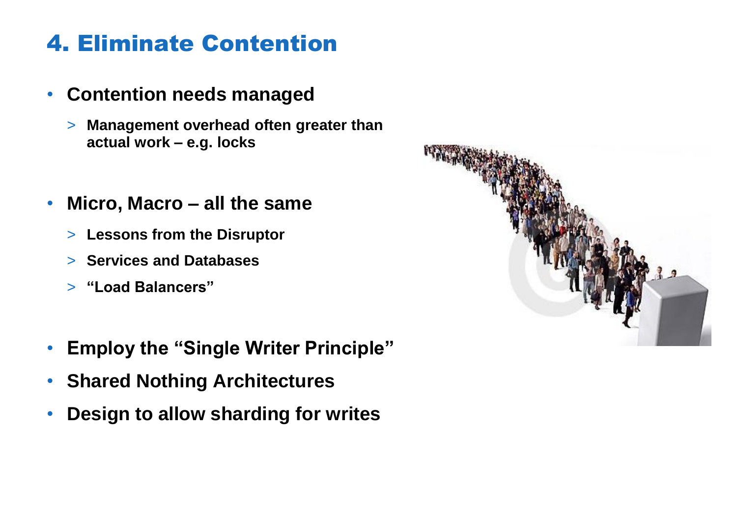# 4. Eliminate Contention

- **Contention needs managed**
  - **Management overhead often greater than actual work – e.g. locks**
- **Micro, Macro – all the same**
  - **Lessons from the Disruptor**
  - **Services and Databases**
  - **"Load Balancers"**
- **Employ the "Single Writer Principle"**
- **Shared Nothing Architectures**
- **Design to allow sharding for writes**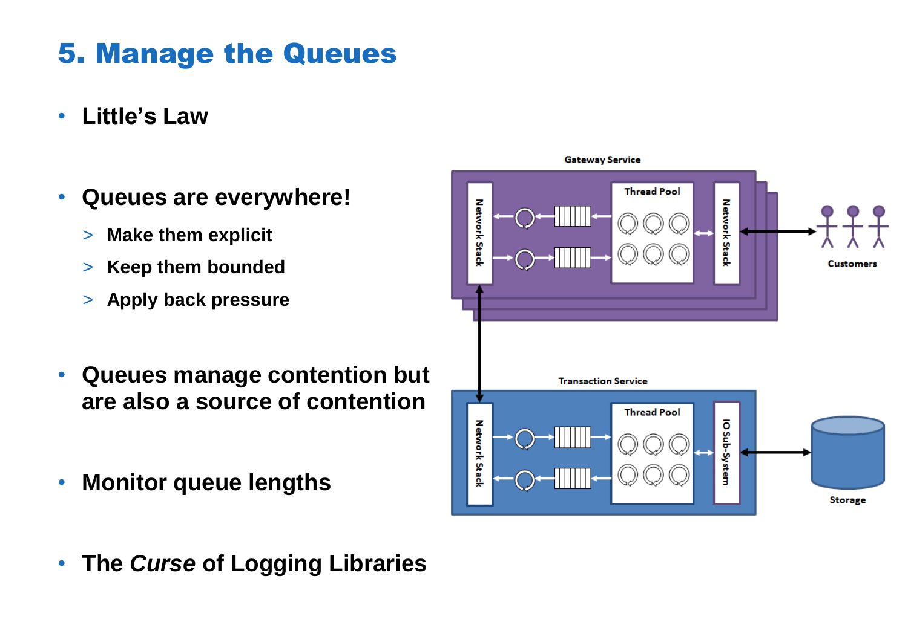# 5. Manage the Queues

- **Little's Law**

- **Queues are everywhere!**
  - > **Make them explicit**
  - > **Keep them bounded**
  - > **Apply back pressure**

- **Queues manage contention but are also a source of contention**

- **Monitor queue lengths**

- **The *Curse* of Logging Libraries**

Gateway Service

Thread Pool

Network Stack

Network Stack

Customers

Transaction Service

Thread Pool

Network Stack

IO Sub-System

Storage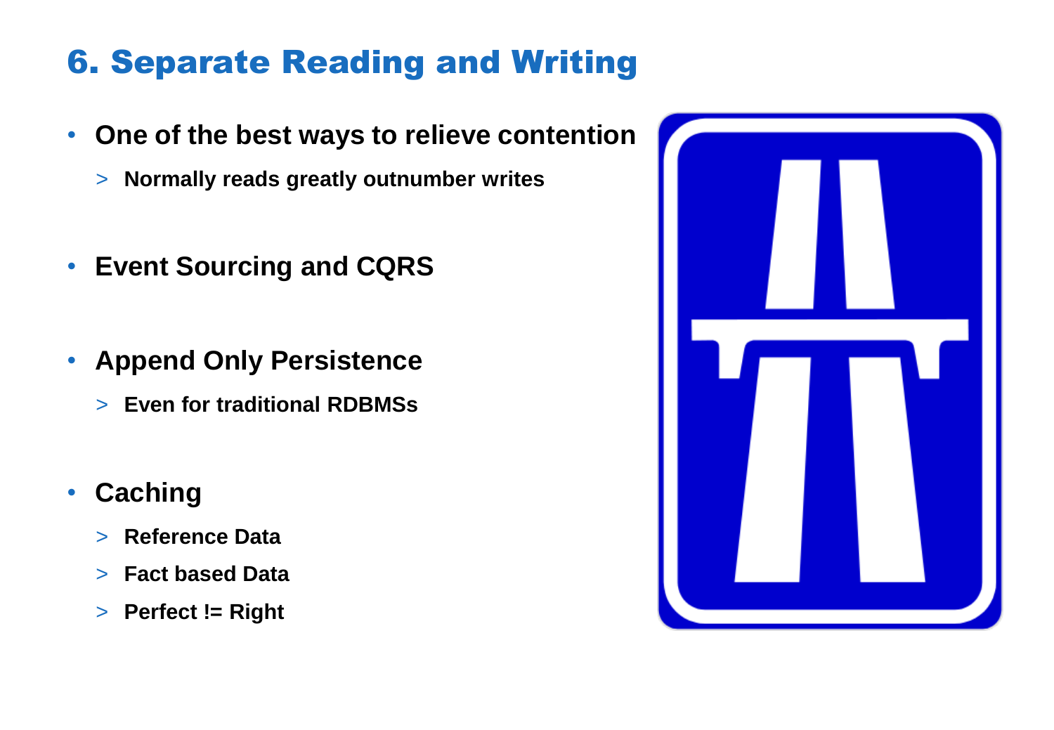# 6. Separate Reading and Writing

- **One of the best ways to relieve contention**
  - **Normally reads greatly outnumber writes**
- **Event Sourcing and CQRS**
- **Append Only Persistence**
  - **Even for traditional RDBMSs**
- **Caching**
  - **Reference Data**
  - **Fact based Data**
  - **Perfect != Right**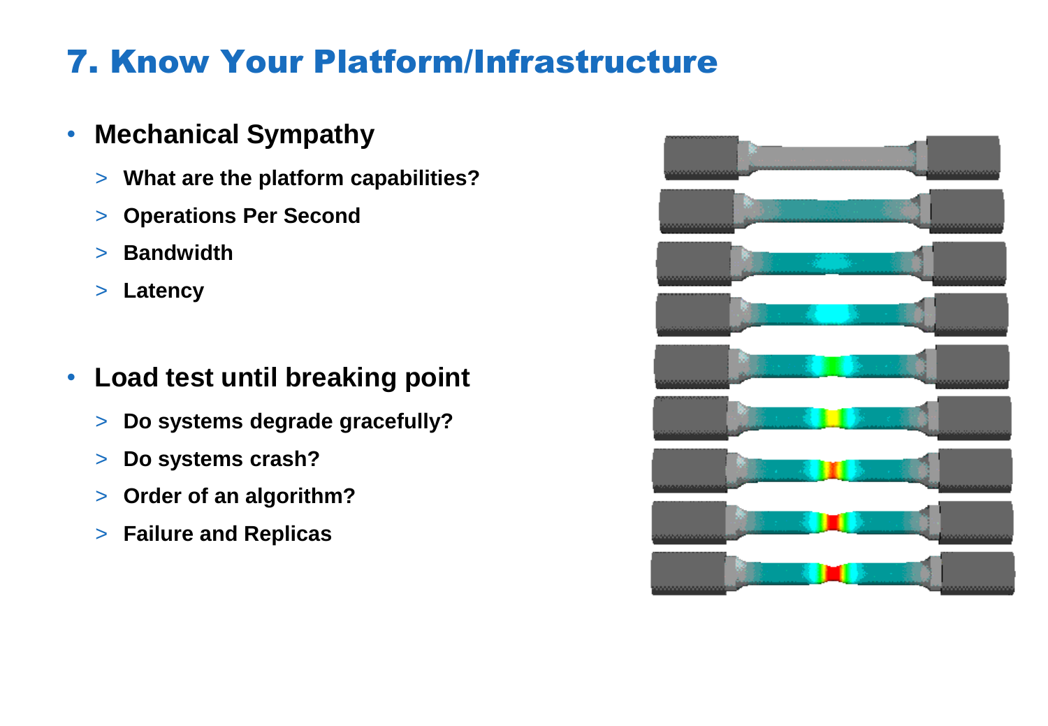# 7. Know Your Platform/Infrastructure

- **Mechanical Sympathy**
  - **What are the platform capabilities?**
  - **Operations Per Second**
  - **Bandwidth**
  - **Latency**

- **Load test until breaking point**
  - **Do systems degrade gracefully?**
  - **Do systems crash?**
  - **Order of an algorithm?**
  - **Failure and Replicas**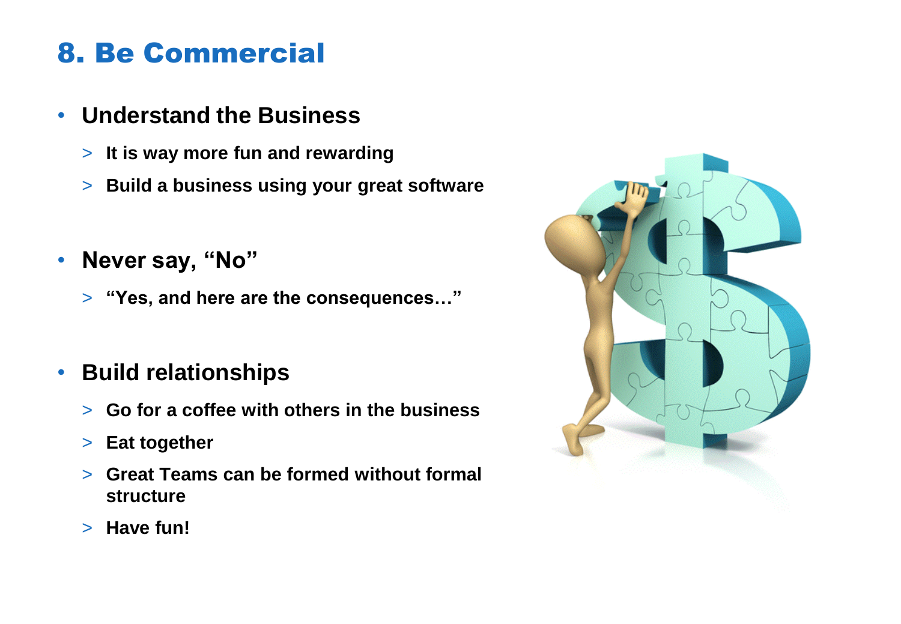# 8. Be Commercial

- **Understand the Business**
  - **It is way more fun and rewarding**
  - **Build a business using your great software**

- **Never say, “No”**
  - **“Yes, and here are the consequences…”**

- **Build relationships**
  - **Go for a coffee with others in the business**
  - **Eat together**
  - **Great Teams can be formed without formal structure**
  - **Have fun!**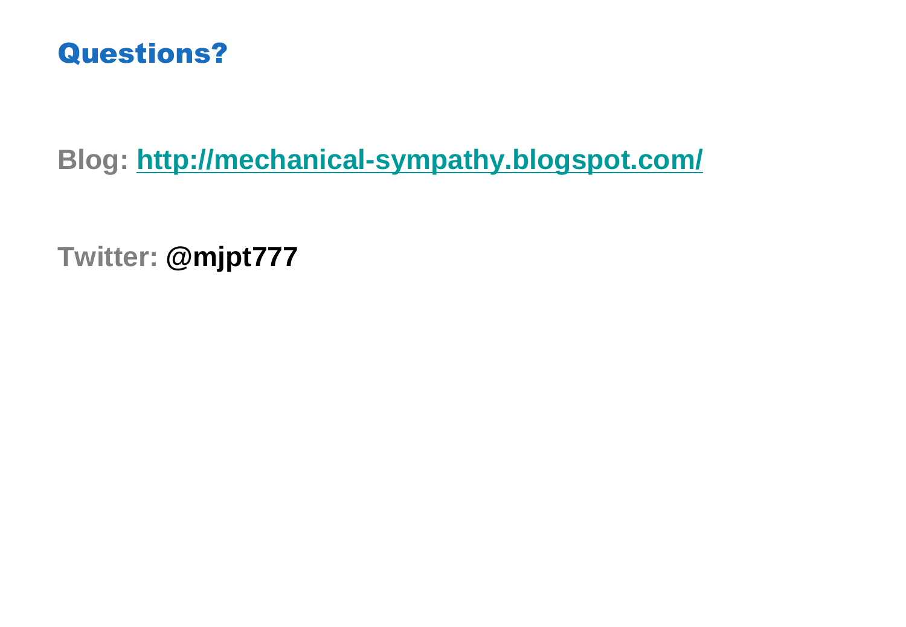# Questions?

**Blog:** [**http://mechanical-sympathy.blogspot.com/**](http://mechanical-sympathy.blogspot.com/)

**Twitter:** **@mjpt777**